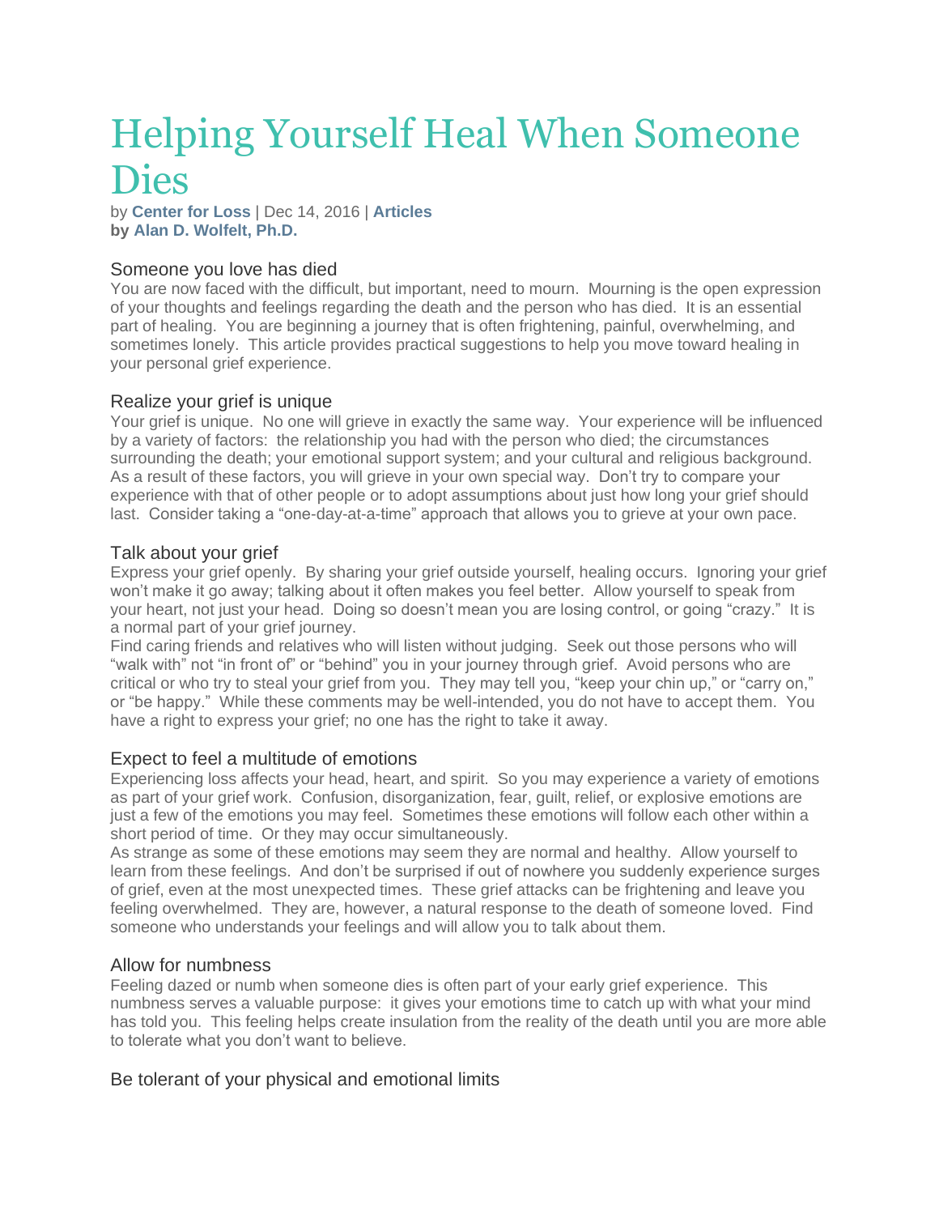# Helping Yourself Heal When Someone Dies

by **Center for Loss** | Dec 14, 2016 | **Articles**
**by Alan D. Wolfelt, Ph.D.**

## Someone you love has died

You are now faced with the difficult, but important, need to mourn. Mourning is the open expression of your thoughts and feelings regarding the death and the person who has died. It is an essential part of healing. You are beginning a journey that is often frightening, painful, overwhelming, and sometimes lonely. This article provides practical suggestions to help you move toward healing in your personal grief experience.

## Realize your grief is unique

Your grief is unique. No one will grieve in exactly the same way. Your experience will be influenced by a variety of factors: the relationship you had with the person who died; the circumstances surrounding the death; your emotional support system; and your cultural and religious background. As a result of these factors, you will grieve in your own special way. Don't try to compare your experience with that of other people or to adopt assumptions about just how long your grief should last. Consider taking a "one-day-at-a-time" approach that allows you to grieve at your own pace.

## Talk about your grief

Express your grief openly. By sharing your grief outside yourself, healing occurs. Ignoring your grief won't make it go away; talking about it often makes you feel better. Allow yourself to speak from your heart, not just your head. Doing so doesn't mean you are losing control, or going "crazy." It is a normal part of your grief journey.

Find caring friends and relatives who will listen without judging. Seek out those persons who will "walk with" not "in front of" or "behind" you in your journey through grief. Avoid persons who are critical or who try to steal your grief from you. They may tell you, "keep your chin up," or "carry on," or "be happy." While these comments may be well-intended, you do not have to accept them. You have a right to express your grief; no one has the right to take it away.

## Expect to feel a multitude of emotions

Experiencing loss affects your head, heart, and spirit. So you may experience a variety of emotions as part of your grief work. Confusion, disorganization, fear, guilt, relief, or explosive emotions are just a few of the emotions you may feel. Sometimes these emotions will follow each other within a short period of time. Or they may occur simultaneously.

As strange as some of these emotions may seem they are normal and healthy. Allow yourself to learn from these feelings. And don't be surprised if out of nowhere you suddenly experience surges of grief, even at the most unexpected times. These grief attacks can be frightening and leave you feeling overwhelmed. They are, however, a natural response to the death of someone loved. Find someone who understands your feelings and will allow you to talk about them.

## Allow for numbness

Feeling dazed or numb when someone dies is often part of your early grief experience. This numbness serves a valuable purpose: it gives your emotions time to catch up with what your mind has told you. This feeling helps create insulation from the reality of the death until you are more able to tolerate what you don't want to believe.

## Be tolerant of your physical and emotional limits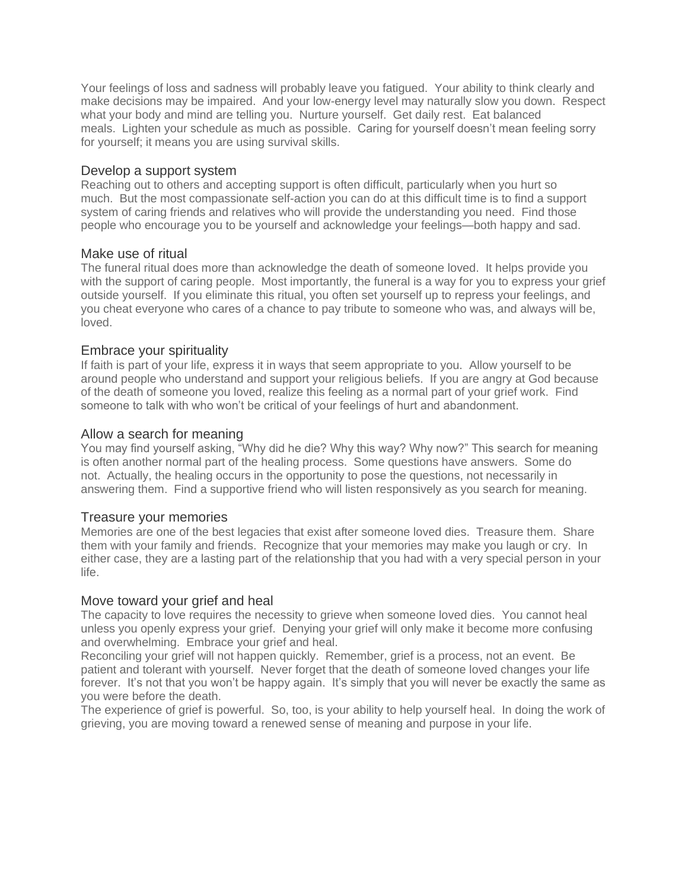Your feelings of loss and sadness will probably leave you fatigued. Your ability to think clearly and make decisions may be impaired. And your low-energy level may naturally slow you down. Respect what your body and mind are telling you. Nurture yourself. Get daily rest. Eat balanced meals. Lighten your schedule as much as possible. Caring for yourself doesn't mean feeling sorry for yourself; it means you are using survival skills.

## Develop a support system

Reaching out to others and accepting support is often difficult, particularly when you hurt so much. But the most compassionate self-action you can do at this difficult time is to find a support system of caring friends and relatives who will provide the understanding you need. Find those people who encourage you to be yourself and acknowledge your feelings—both happy and sad.

## Make use of ritual

The funeral ritual does more than acknowledge the death of someone loved. It helps provide you with the support of caring people. Most importantly, the funeral is a way for you to express your grief outside yourself. If you eliminate this ritual, you often set yourself up to repress your feelings, and you cheat everyone who cares of a chance to pay tribute to someone who was, and always will be, loved.

## Embrace your spirituality

If faith is part of your life, express it in ways that seem appropriate to you. Allow yourself to be around people who understand and support your religious beliefs. If you are angry at God because of the death of someone you loved, realize this feeling as a normal part of your grief work. Find someone to talk with who won't be critical of your feelings of hurt and abandonment.

## Allow a search for meaning

You may find yourself asking, "Why did he die? Why this way? Why now?" This search for meaning is often another normal part of the healing process. Some questions have answers. Some do not. Actually, the healing occurs in the opportunity to pose the questions, not necessarily in answering them. Find a supportive friend who will listen responsively as you search for meaning.

## Treasure your memories

Memories are one of the best legacies that exist after someone loved dies. Treasure them. Share them with your family and friends. Recognize that your memories may make you laugh or cry. In either case, they are a lasting part of the relationship that you had with a very special person in your life.

## Move toward your grief and heal

The capacity to love requires the necessity to grieve when someone loved dies. You cannot heal unless you openly express your grief. Denying your grief will only make it become more confusing and overwhelming. Embrace your grief and heal.

Reconciling your grief will not happen quickly. Remember, grief is a process, not an event. Be patient and tolerant with yourself. Never forget that the death of someone loved changes your life forever. It's not that you won't be happy again. It's simply that you will never be exactly the same as you were before the death.

The experience of grief is powerful. So, too, is your ability to help yourself heal. In doing the work of grieving, you are moving toward a renewed sense of meaning and purpose in your life.